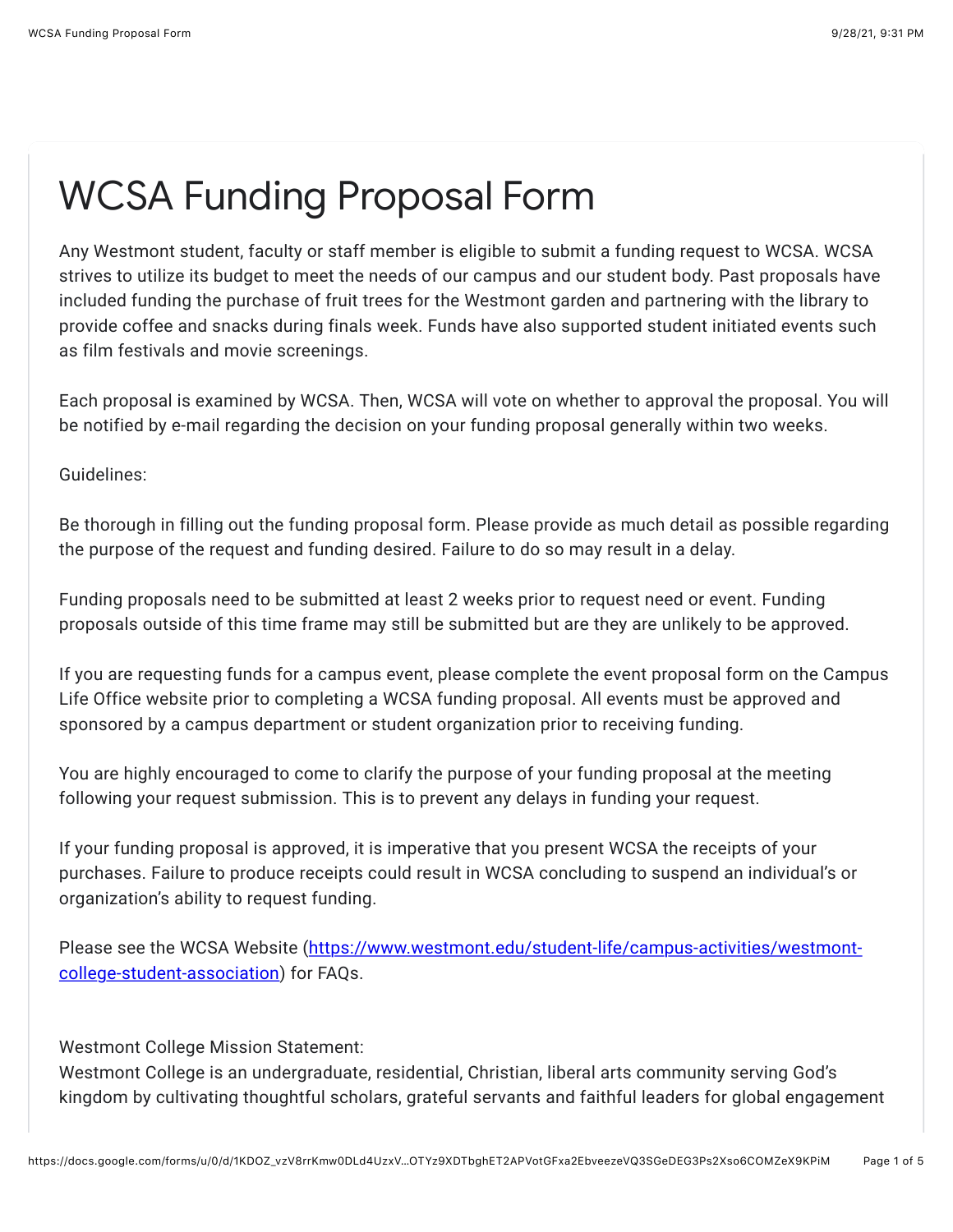# WCSA Funding Proposal Form

Any Westmont student, faculty or staff member is eligible to submit a funding request to WCSA. WCSA strives to utilize its budget to meet the needs of our campus and our student body. Past proposals have included funding the purchase of fruit trees for the Westmont garden and partnering with the library to provide coffee and snacks during finals week. Funds have also supported student initiated events such as film festivals and movie screenings.

Each proposal is examined by WCSA. Then, WCSA will vote on whether to approval the proposal. You will be notified by e-mail regarding the decision on your funding proposal generally within two weeks.

Guidelines:

Be thorough in filling out the funding proposal form. Please provide as much detail as possible regarding the purpose of the request and funding desired. Failure to do so may result in a delay.

Funding proposals need to be submitted at least 2 weeks prior to request need or event. Funding proposals outside of this time frame may still be submitted but are they are unlikely to be approved.

If you are requesting funds for a campus event, please complete the event proposal form on the Campus Life Office website prior to completing a WCSA funding proposal. All events must be approved and sponsored by a campus department or student organization prior to receiving funding.

You are highly encouraged to come to clarify the purpose of your funding proposal at the meeting following your request submission. This is to prevent any delays in funding your request.

If your funding proposal is approved, it is imperative that you present WCSA the receipts of your purchases. Failure to produce receipts could result in WCSA concluding to suspend an individual's or organization's ability to request funding.

Please see the WCSA Website ([https://www.westmont.edu/student-life/campus-activities/westmont-college-student-association](https://www.westmont.edu/student-life/campus-activities/westmont-college-student-association)) for FAQs.

Westmont College Mission Statement:
Westmont College is an undergraduate, residential, Christian, liberal arts community serving God's kingdom by cultivating thoughtful scholars, grateful servants and faithful leaders for global engagement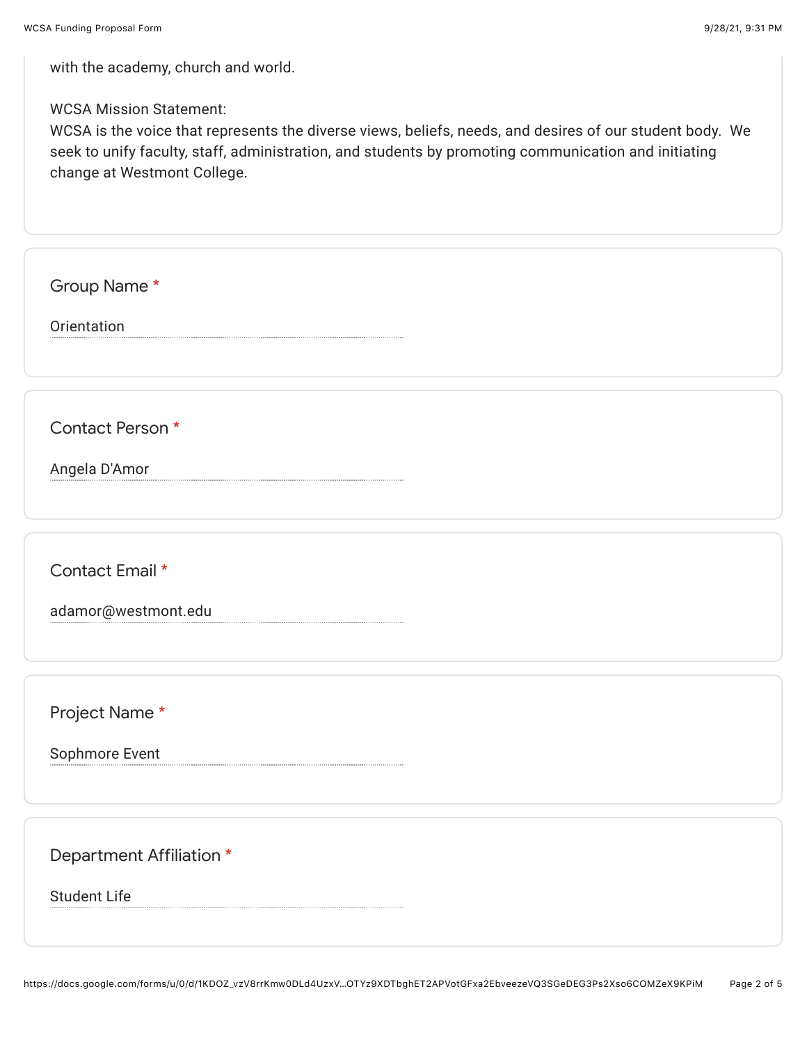with the academy, church and world.

WCSA Mission Statement:
WCSA is the voice that represents the diverse views, beliefs, needs, and desires of our student body. We seek to unify faculty, staff, administration, and students by promoting communication and initiating change at Westmont College.

Group Name *

Orientation

Contact Person *

Angela D'Amor

Contact Email *

adamor@westmont.edu

Project Name *

Sophmore Event

Department Affiliation *

Student Life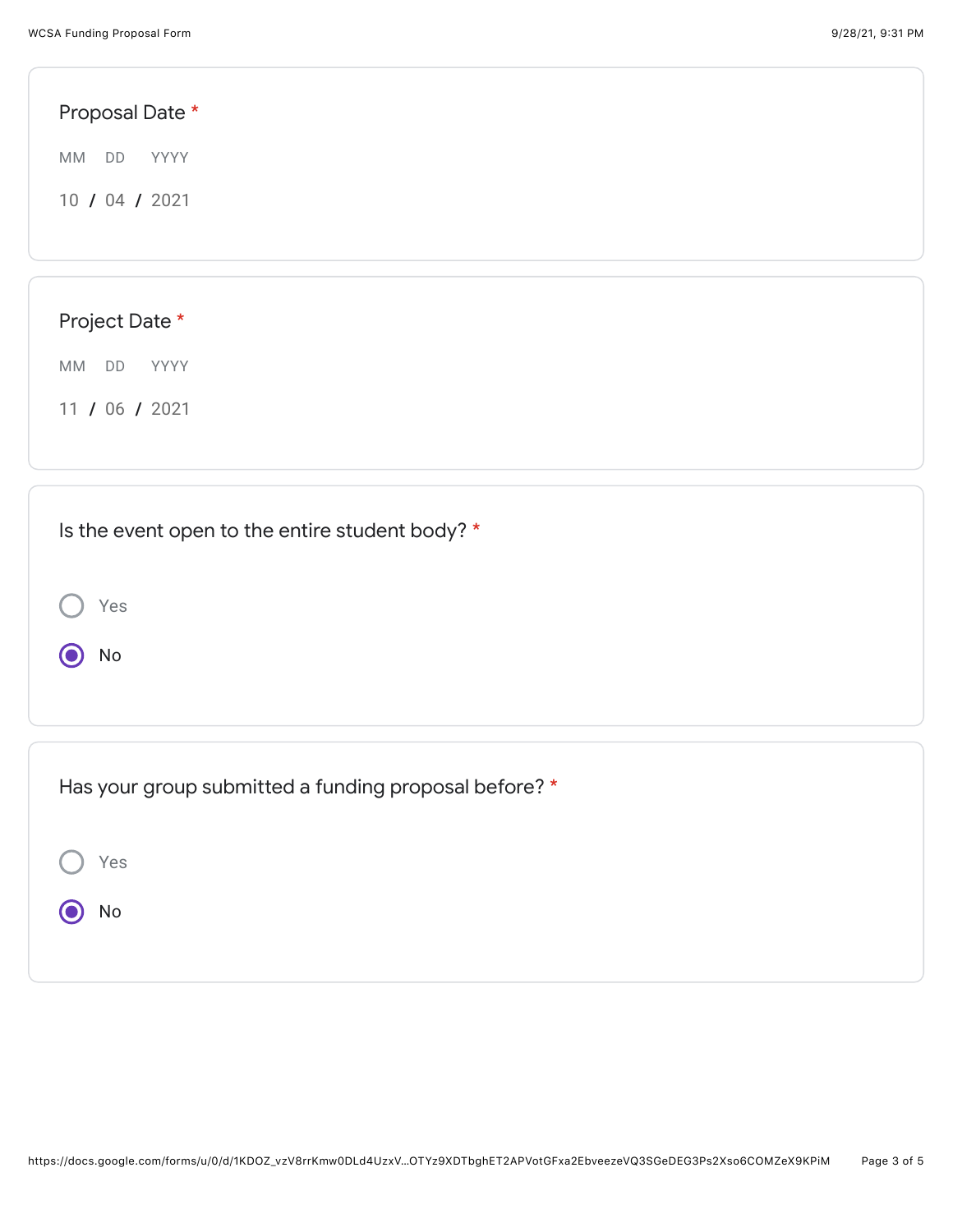Proposal Date *

MM DD YYYY

10 / 04 / 2021

Project Date *

MM DD YYYY

11 / 06 / 2021

Is the event open to the entire student body? *

- ( ) Yes
- (x) No

Has your group submitted a funding proposal before? *

- ( ) Yes
- (x) No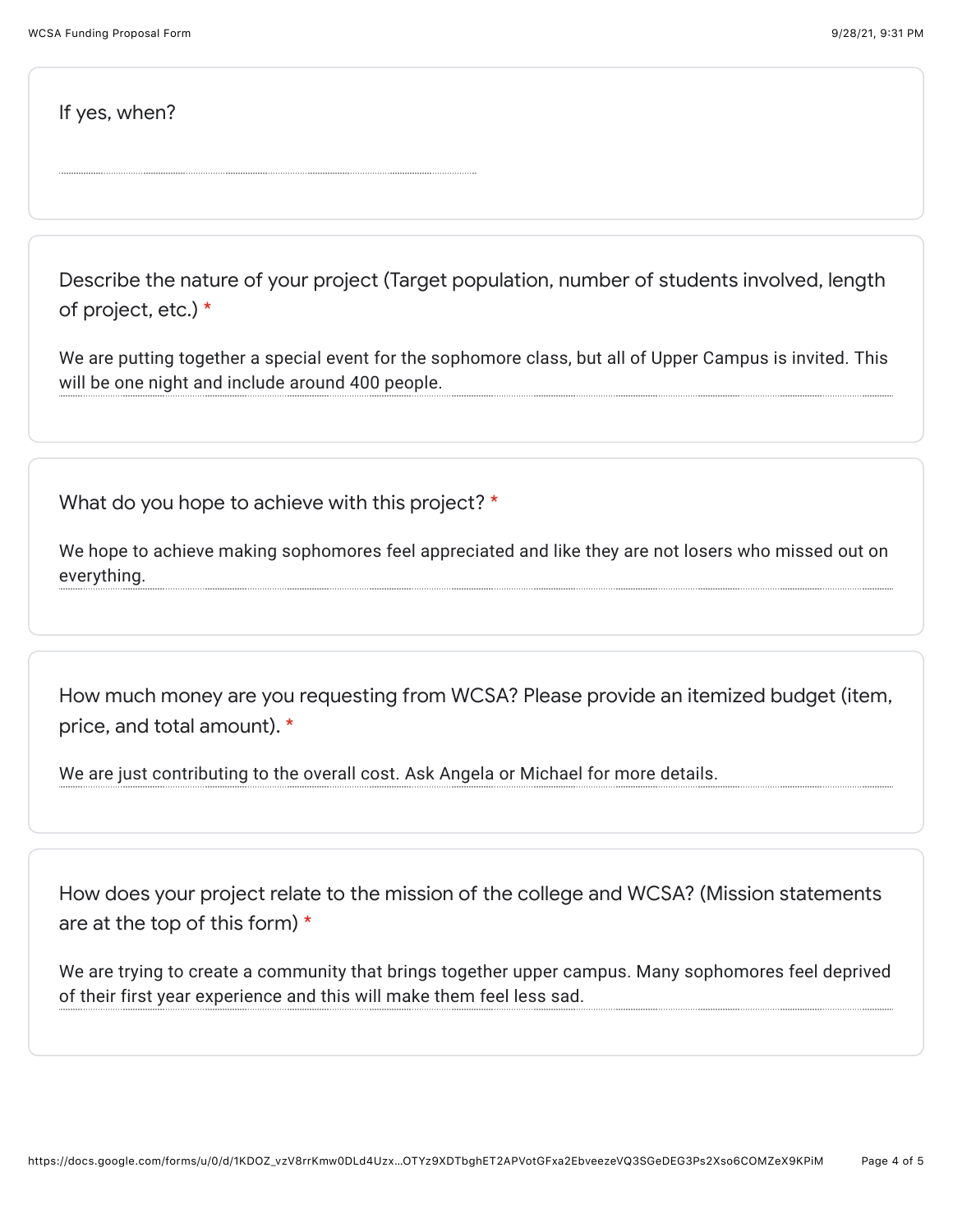If yes, when?

Describe the nature of your project (Target population, number of students involved, length of project, etc.) *

We are putting together a special event for the sophomore class, but all of Upper Campus is invited. This will be one night and include around 400 people.

What do you hope to achieve with this project? *

We hope to achieve making sophomores feel appreciated and like they are not losers who missed out on everything.

How much money are you requesting from WCSA? Please provide an itemized budget (item, price, and total amount). *

We are just contributing to the overall cost. Ask Angela or Michael for more details.

How does your project relate to the mission of the college and WCSA? (Mission statements are at the top of this form) *

We are trying to create a community that brings together upper campus. Many sophomores feel deprived of their first year experience and this will make them feel less sad.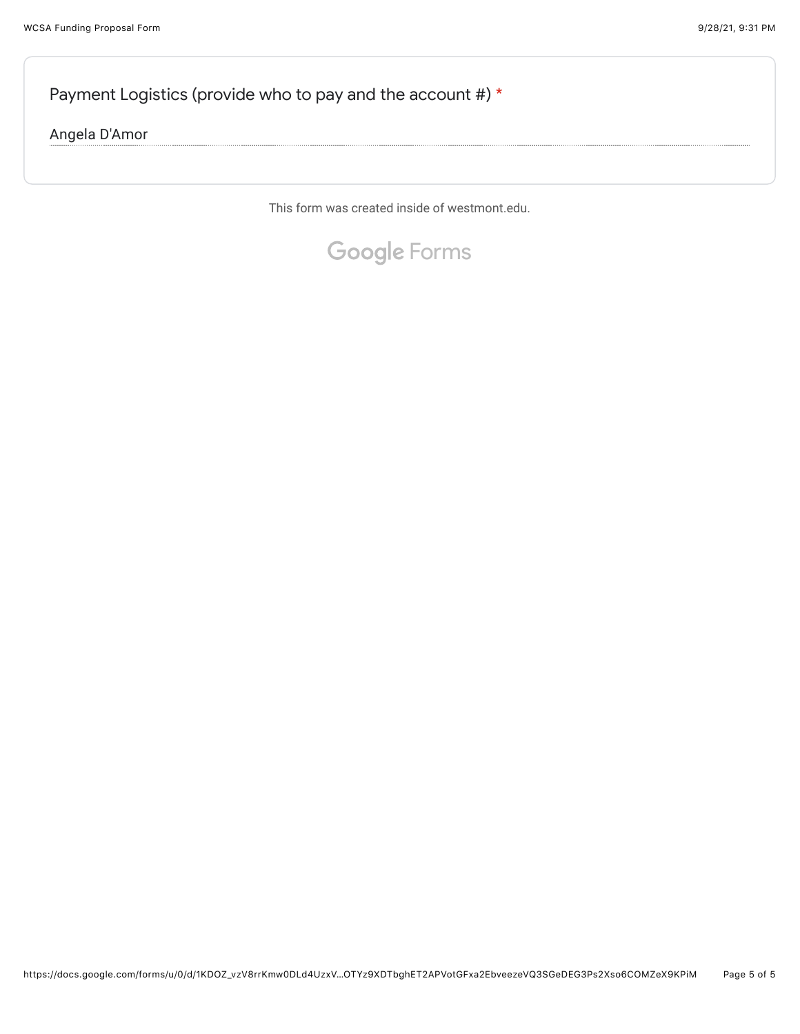Payment Logistics (provide who to pay and the account #) *

Angela D'Amor

This form was created inside of westmont.edu.

Google Forms